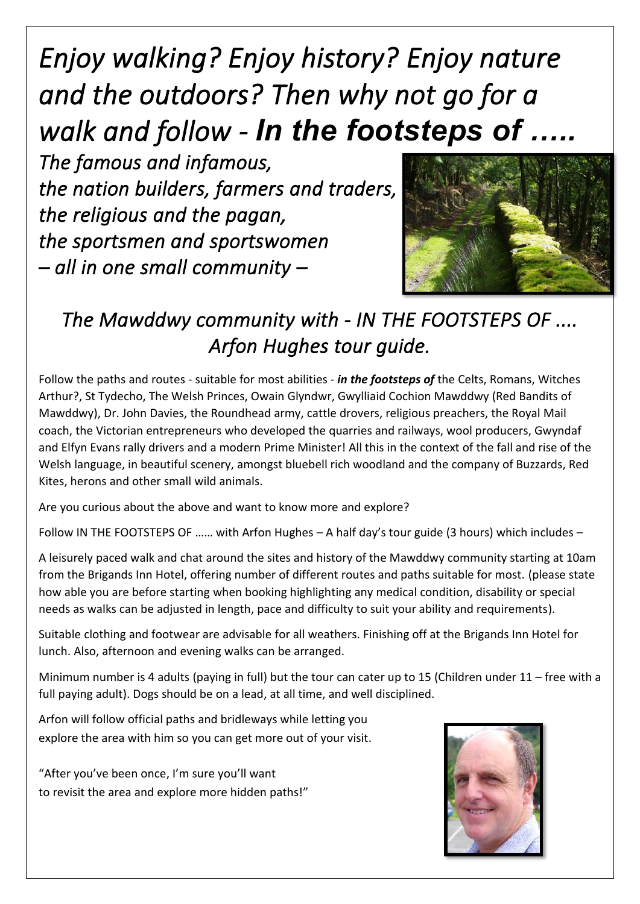# *Enjoy walking? Enjoy history? Enjoy nature and the outdoors? Then why not go for a walk and follow -* ***In the footsteps of .....***

*The famous and infamous,*
*the nation builders, farmers and traders,*
*the religious and the pagan,*
*the sportsmen and sportswomen*
*– all in one small community –*

## *The Mawddwy community with - IN THE FOOTSTEPS OF .... Arfon Hughes tour guide.*

Follow the paths and routes - suitable for most abilities - ***in the footsteps of*** the Celts, Romans, Witches Arthur?, St Tydecho, The Welsh Princes, Owain Glyndwr, Gwylliaid Cochion Mawddwy (Red Bandits of Mawddwy), Dr. John Davies, the Roundhead army, cattle drovers, religious preachers, the Royal Mail coach, the Victorian entrepreneurs who developed the quarries and railways, wool producers, Gwyndaf and Elfyn Evans rally drivers and a modern Prime Minister! All this in the context of the fall and rise of the Welsh language, in beautiful scenery, amongst bluebell rich woodland and the company of Buzzards, Red Kites, herons and other small wild animals.

Are you curious about the above and want to know more and explore?

Follow IN THE FOOTSTEPS OF …… with Arfon Hughes – A half day's tour guide (3 hours) which includes –

A leisurely paced walk and chat around the sites and history of the Mawddwy community starting at 10am from the Brigands Inn Hotel, offering number of different routes and paths suitable for most. (please state how able you are before starting when booking highlighting any medical condition, disability or special needs as walks can be adjusted in length, pace and difficulty to suit your ability and requirements).

Suitable clothing and footwear are advisable for all weathers. Finishing off at the Brigands Inn Hotel for lunch. Also, afternoon and evening walks can be arranged.

Minimum number is 4 adults (paying in full) but the tour can cater up to 15 (Children under 11 – free with a full paying adult). Dogs should be on a lead, at all time, and well disciplined.

Arfon will follow official paths and bridleways while letting you explore the area with him so you can get more out of your visit.

"After you've been once, I'm sure you'll want to revisit the area and explore more hidden paths!"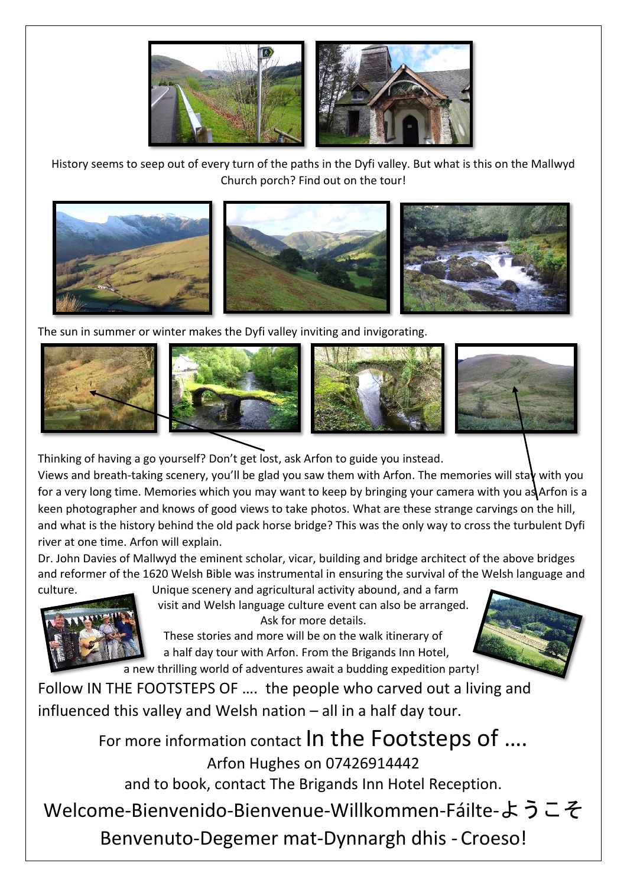History seems to seep out of every turn of the paths in the Dyfi valley. But what is this on the Mallwyd Church porch? Find out on the tour!

The sun in summer or winter makes the Dyfi valley inviting and invigorating.

Thinking of having a go yourself? Don't get lost, ask Arfon to guide you instead.

Views and breath-taking scenery, you'll be glad you saw them with Arfon. The memories will stay with you for a very long time. Memories which you may want to keep by bringing your camera with you as Arfon is a keen photographer and knows of good views to take photos. What are these strange carvings on the hill, and what is the history behind the old pack horse bridge? This was the only way to cross the turbulent Dyfi river at one time. Arfon will explain.

Dr. John Davies of Mallwyd the eminent scholar, vicar, building and bridge architect of the above bridges and reformer of the 1620 Welsh Bible was instrumental in ensuring the survival of the Welsh language and culture. Unique scenery and agricultural activity abound, and a farm visit and Welsh language culture event can also be arranged. Ask for more details.

These stories and more will be on the walk itinerary of a half day tour with Arfon. From the Brigands Inn Hotel, a new thrilling world of adventures await a budding expedition party!

Follow IN THE FOOTSTEPS OF …. the people who carved out a living and influenced this valley and Welsh nation – all in a half day tour.

For more information contact In the Footsteps of ….

Arfon Hughes on 07426914442

and to book, contact The Brigands Inn Hotel Reception.

Welcome-Bienvenido-Bienvenue-Willkommen-Fáilte-ようこそ

Benvenuto-Degemer mat-Dynnargh dhis - Croeso!